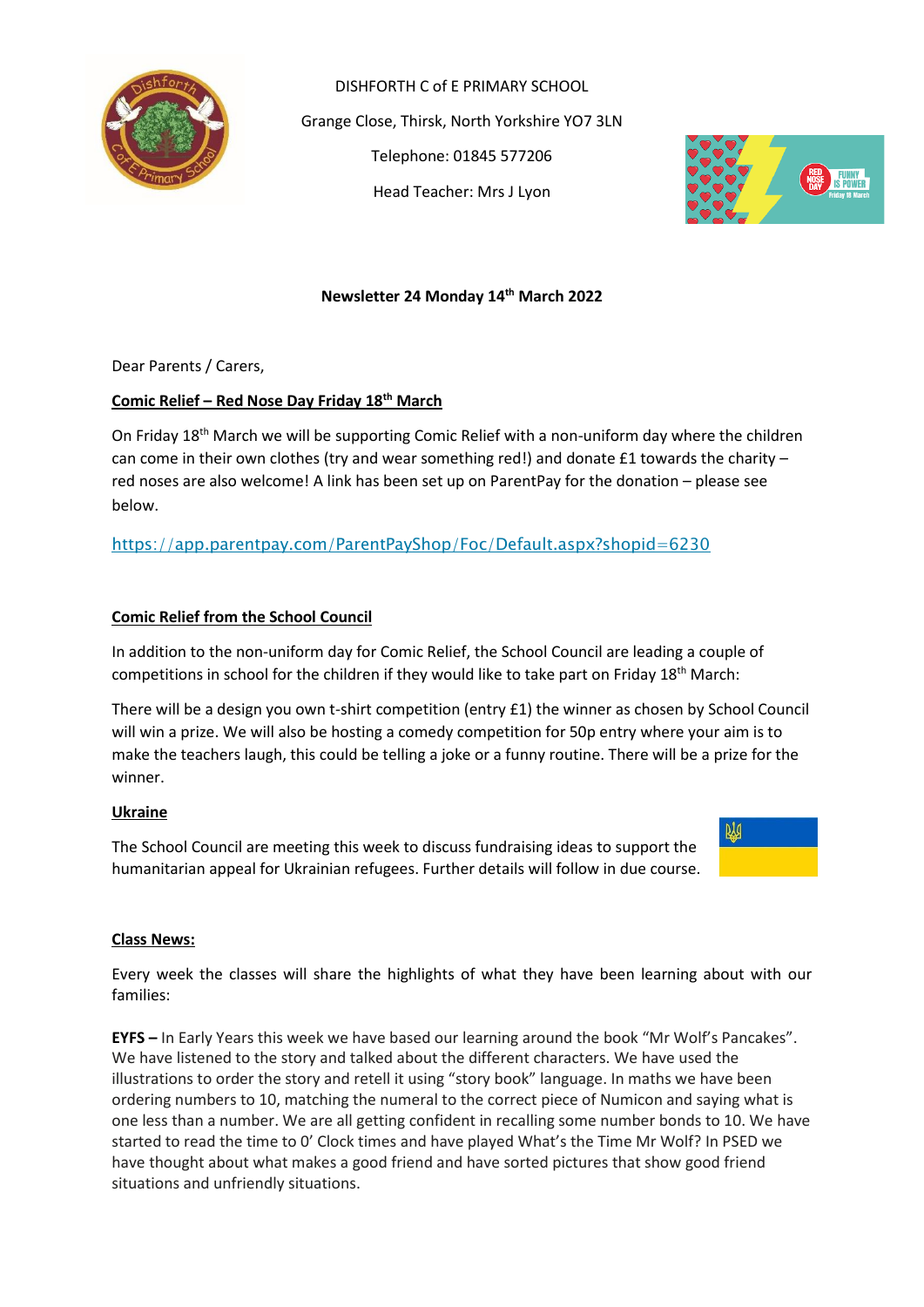DISHFORTH C of E PRIMARY SCHOOL

Grange Close, Thirsk, North Yorkshire YO7 3LN

Telephone: 01845 577206

Head Teacher: Mrs J Lyon

**Newsletter 24 Monday 14th March 2022**

Dear Parents / Carers,

**Comic Relief – Red Nose Day Friday 18th March**

On Friday 18th March we will be supporting Comic Relief with a non-uniform day where the children can come in their own clothes (try and wear something red!) and donate £1 towards the charity – red noses are also welcome! A link has been set up on ParentPay for the donation – please see below.

https://app.parentpay.com/ParentPayShop/Foc/Default.aspx?shopid=6230

**Comic Relief from the School Council**

In addition to the non-uniform day for Comic Relief, the School Council are leading a couple of competitions in school for the children if they would like to take part on Friday 18th March:

There will be a design you own t-shirt competition (entry £1) the winner as chosen by School Council will win a prize. We will also be hosting a comedy competition for 50p entry where your aim is to make the teachers laugh, this could be telling a joke or a funny routine. There will be a prize for the winner.

**Ukraine**

The School Council are meeting this week to discuss fundraising ideas to support the humanitarian appeal for Ukrainian refugees. Further details will follow in due course.

**Class News:**

Every week the classes will share the highlights of what they have been learning about with our families:

**EYFS –** In Early Years this week we have based our learning around the book "Mr Wolf's Pancakes". We have listened to the story and talked about the different characters. We have used the illustrations to order the story and retell it using "story book" language. In maths we have been ordering numbers to 10, matching the numeral to the correct piece of Numicon and saying what is one less than a number. We are all getting confident in recalling some number bonds to 10. We have started to read the time to 0' Clock times and have played What's the Time Mr Wolf? In PSED we have thought about what makes a good friend and have sorted pictures that show good friend situations and unfriendly situations.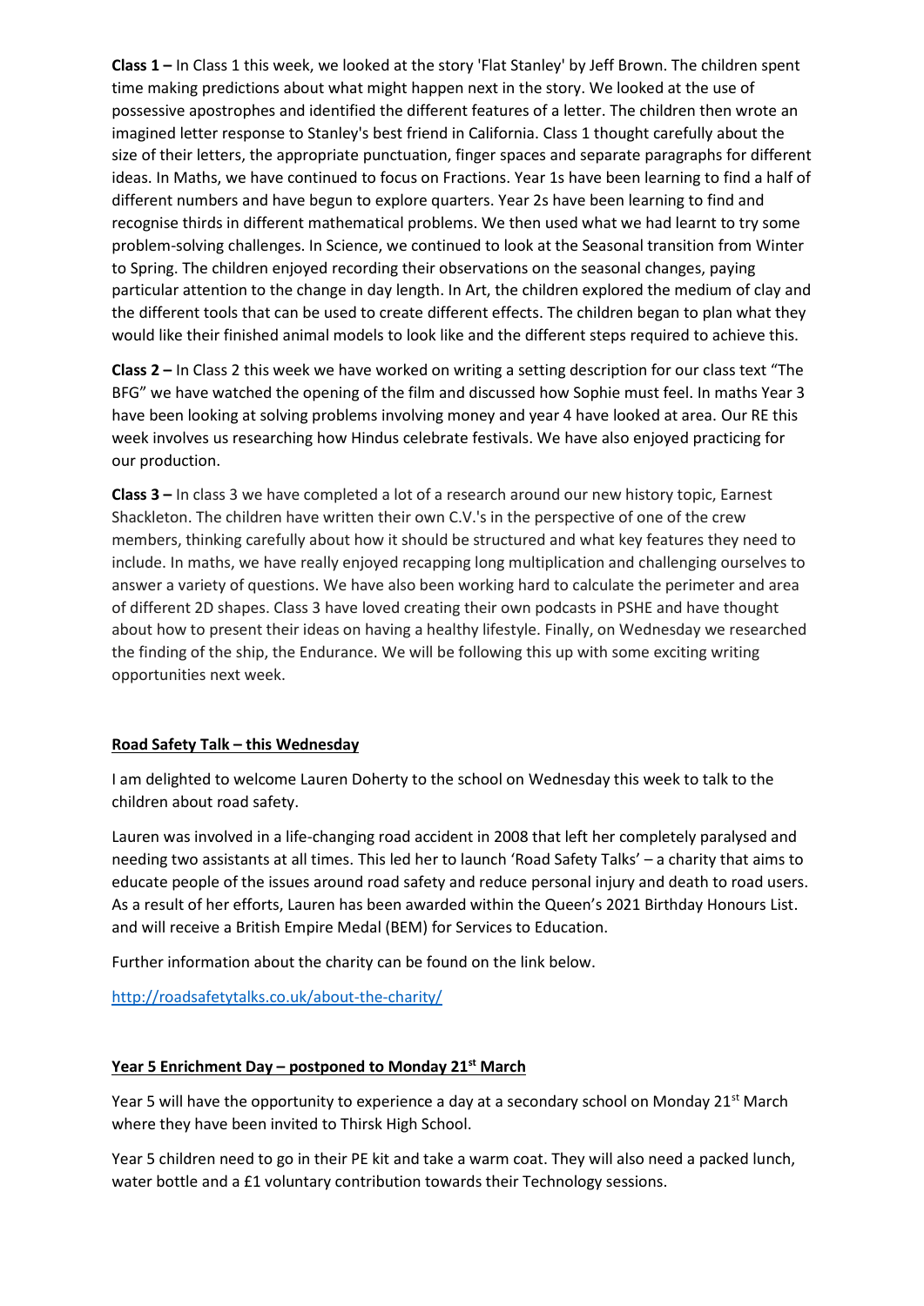**Class 1 –** In Class 1 this week, we looked at the story 'Flat Stanley' by Jeff Brown. The children spent time making predictions about what might happen next in the story. We looked at the use of possessive apostrophes and identified the different features of a letter. The children then wrote an imagined letter response to Stanley's best friend in California. Class 1 thought carefully about the size of their letters, the appropriate punctuation, finger spaces and separate paragraphs for different ideas. In Maths, we have continued to focus on Fractions. Year 1s have been learning to find a half of different numbers and have begun to explore quarters. Year 2s have been learning to find and recognise thirds in different mathematical problems. We then used what we had learnt to try some problem-solving challenges. In Science, we continued to look at the Seasonal transition from Winter to Spring. The children enjoyed recording their observations on the seasonal changes, paying particular attention to the change in day length. In Art, the children explored the medium of clay and the different tools that can be used to create different effects. The children began to plan what they would like their finished animal models to look like and the different steps required to achieve this.

**Class 2 –** In Class 2 this week we have worked on writing a setting description for our class text "The BFG" we have watched the opening of the film and discussed how Sophie must feel. In maths Year 3 have been looking at solving problems involving money and year 4 have looked at area. Our RE this week involves us researching how Hindus celebrate festivals. We have also enjoyed practicing for our production.

**Class 3 –** In class 3 we have completed a lot of a research around our new history topic, Earnest Shackleton. The children have written their own C.V.'s in the perspective of one of the crew members, thinking carefully about how it should be structured and what key features they need to include. In maths, we have really enjoyed recapping long multiplication and challenging ourselves to answer a variety of questions. We have also been working hard to calculate the perimeter and area of different 2D shapes. Class 3 have loved creating their own podcasts in PSHE and have thought about how to present their ideas on having a healthy lifestyle. Finally, on Wednesday we researched the finding of the ship, the Endurance. We will be following this up with some exciting writing opportunities next week.

## Road Safety Talk – this Wednesday

I am delighted to welcome Lauren Doherty to the school on Wednesday this week to talk to the children about road safety.

Lauren was involved in a life-changing road accident in 2008 that left her completely paralysed and needing two assistants at all times. This led her to launch 'Road Safety Talks' – a charity that aims to educate people of the issues around road safety and reduce personal injury and death to road users. As a result of her efforts, Lauren has been awarded within the Queen's 2021 Birthday Honours List. and will receive a British Empire Medal (BEM) for Services to Education.

Further information about the charity can be found on the link below.

http://roadsafetytalks.co.uk/about-the-charity/

## Year 5 Enrichment Day – postponed to Monday 21st March

Year 5 will have the opportunity to experience a day at a secondary school on Monday 21st March where they have been invited to Thirsk High School.

Year 5 children need to go in their PE kit and take a warm coat. They will also need a packed lunch, water bottle and a £1 voluntary contribution towards their Technology sessions.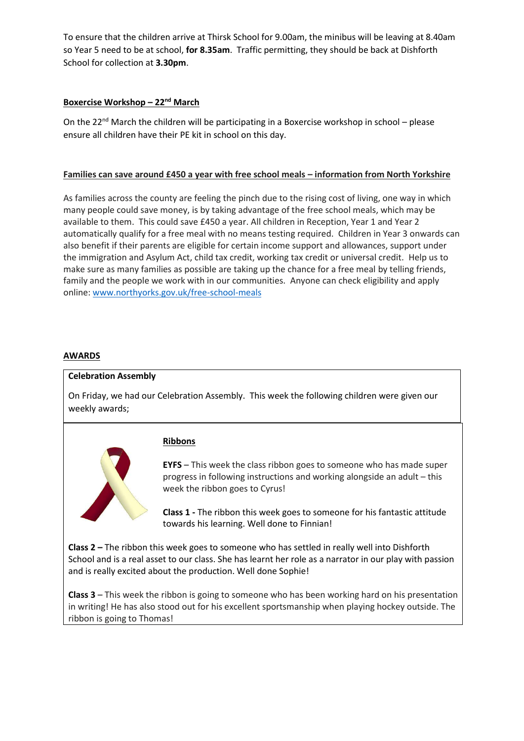To ensure that the children arrive at Thirsk School for 9.00am, the minibus will be leaving at 8.40am so Year 5 need to be at school, **for 8.35am**. Traffic permitting, they should be back at Dishforth School for collection at **3.30pm**.

## Boxercise Workshop – 22nd March

On the 22nd March the children will be participating in a Boxercise workshop in school – please ensure all children have their PE kit in school on this day.

## Families can save around £450 a year with free school meals – information from North Yorkshire

As families across the county are feeling the pinch due to the rising cost of living, one way in which many people could save money, is by taking advantage of the free school meals, which may be available to them. This could save £450 a year. All children in Reception, Year 1 and Year 2 automatically qualify for a free meal with no means testing required. Children in Year 3 onwards can also benefit if their parents are eligible for certain income support and allowances, support under the immigration and Asylum Act, child tax credit, working tax credit or universal credit. Help us to make sure as many families as possible are taking up the chance for a free meal by telling friends, family and the people we work with in our communities. Anyone can check eligibility and apply online: www.northyorks.gov.uk/free-school-meals

## AWARDS

**Celebration Assembly**

On Friday, we had our Celebration Assembly. This week the following children were given our weekly awards;

### Ribbons

**EYFS** – This week the class ribbon goes to someone who has made super progress in following instructions and working alongside an adult – this week the ribbon goes to Cyrus!

**Class 1 -** The ribbon this week goes to someone for his fantastic attitude towards his learning. Well done to Finnian!

**Class 2 –** The ribbon this week goes to someone who has settled in really well into Dishforth School and is a real asset to our class. She has learnt her role as a narrator in our play with passion and is really excited about the production. Well done Sophie!

**Class 3** – This week the ribbon is going to someone who has been working hard on his presentation in writing! He has also stood out for his excellent sportsmanship when playing hockey outside. The ribbon is going to Thomas!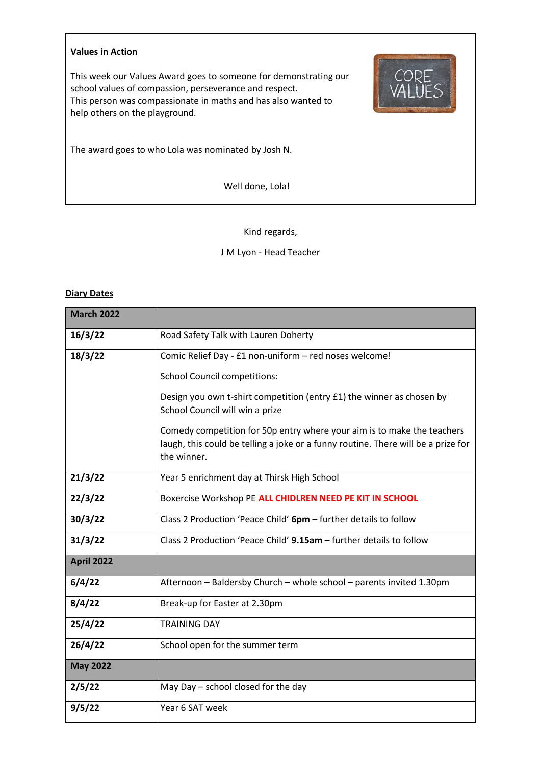**Values in Action**

This week our Values Award goes to someone for demonstrating our school values of compassion, perseverance and respect.
This person was compassionate in maths and has also wanted to help others on the playground.

The award goes to who Lola was nominated by Josh N.

Well done, Lola!

Kind regards,

J M Lyon - Head Teacher

**Diary Dates**

| **March 2022** | |
|---|---|
| **16/3/22** | Road Safety Talk with Lauren Doherty |
| **18/3/22** | Comic Relief Day - £1 non-uniform – red noses welcome!<br><br>School Council competitions:<br><br>Design you own t-shirt competition (entry £1) the winner as chosen by School Council will win a prize<br><br>Comedy competition for 50p entry where your aim is to make the teachers laugh, this could be telling a joke or a funny routine. There will be a prize for the winner. |
| **21/3/22** | Year 5 enrichment day at Thirsk High School |
| **22/3/22** | Boxercise Workshop PE **ALL CHIDLREN NEED PE KIT IN SCHOOL** |
| **30/3/22** | Class 2 Production 'Peace Child' **6pm** – further details to follow |
| **31/3/22** | Class 2 Production 'Peace Child' **9.15am** – further details to follow |
| **April 2022** | |
| **6/4/22** | Afternoon – Baldersby Church – whole school – parents invited 1.30pm |
| **8/4/22** | Break-up for Easter at 2.30pm |
| **25/4/22** | TRAINING DAY |
| **26/4/22** | School open for the summer term |
| **May 2022** | |
| **2/5/22** | May Day – school closed for the day |
| **9/5/22** | Year 6 SAT week |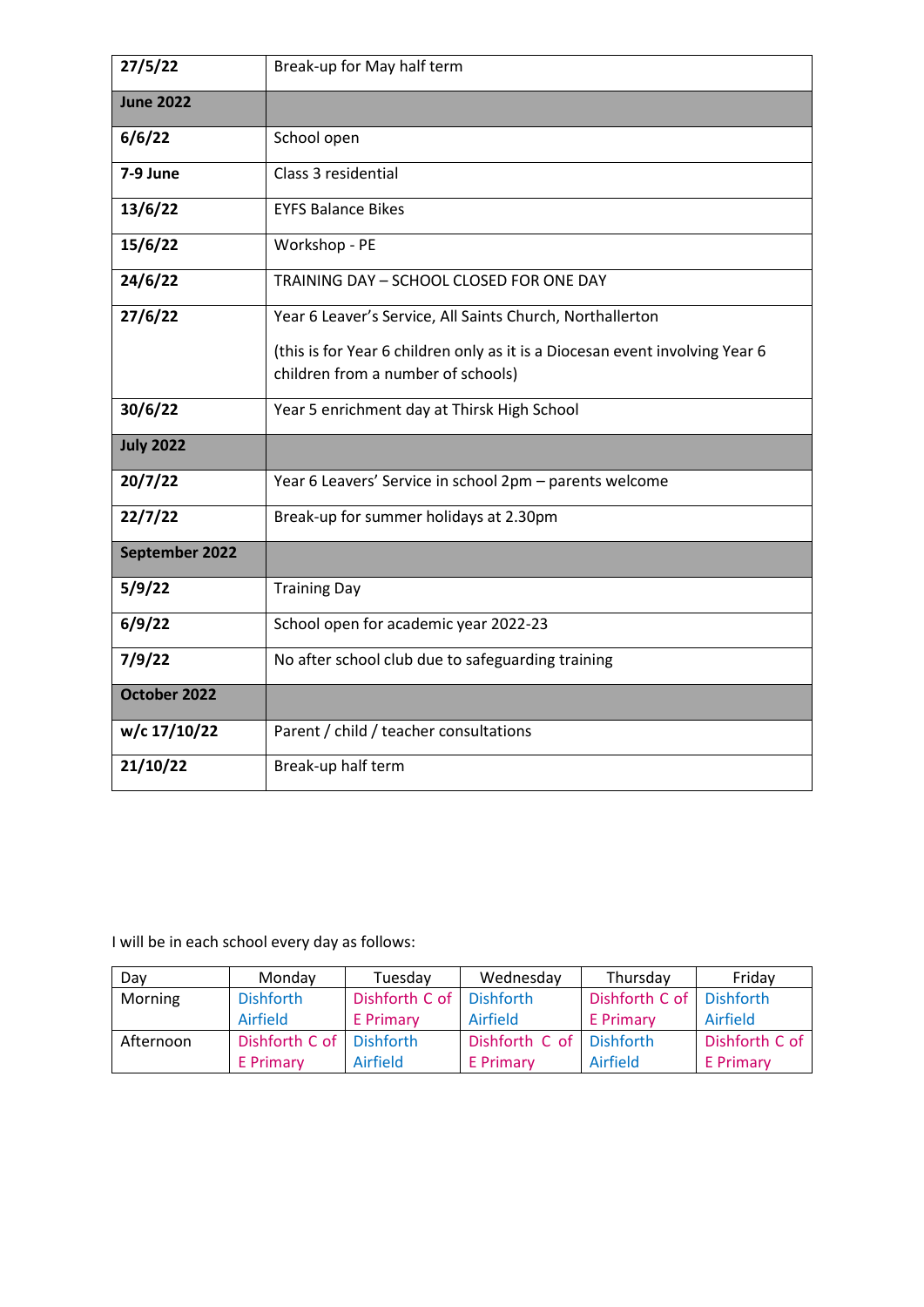| | |
|---|---|
| **27/5/22** | Break-up for May half term |
| **June 2022** | |
| **6/6/22** | School open |
| **7-9 June** | Class 3 residential |
| **13/6/22** | EYFS Balance Bikes |
| **15/6/22** | Workshop - PE |
| **24/6/22** | TRAINING DAY – SCHOOL CLOSED FOR ONE DAY |
| **27/6/22** | Year 6 Leaver's Service, All Saints Church, Northallerton<br><br>(this is for Year 6 children only as it is a Diocesan event involving Year 6 children from a number of schools) |
| **30/6/22** | Year 5 enrichment day at Thirsk High School |
| **July 2022** | |
| **20/7/22** | Year 6 Leavers' Service in school 2pm – parents welcome |
| **22/7/22** | Break-up for summer holidays at 2.30pm |
| **September 2022** | |
| **5/9/22** | Training Day |
| **6/9/22** | School open for academic year 2022-23 |
| **7/9/22** | No after school club due to safeguarding training |
| **October 2022** | |
| **w/c 17/10/22** | Parent / child / teacher consultations |
| **21/10/22** | Break-up half term |

I will be in each school every day as follows:

| Day | Monday | Tuesday | Wednesday | Thursday | Friday |
|---|---|---|---|---|---|
| Morning | Dishforth Airfield | Dishforth C of E Primary | Dishforth Airfield | Dishforth C of E Primary | Dishforth Airfield |
| Afternoon | Dishforth C of E Primary | Dishforth Airfield | Dishforth C of E Primary | Dishforth Airfield | Dishforth C of E Primary |